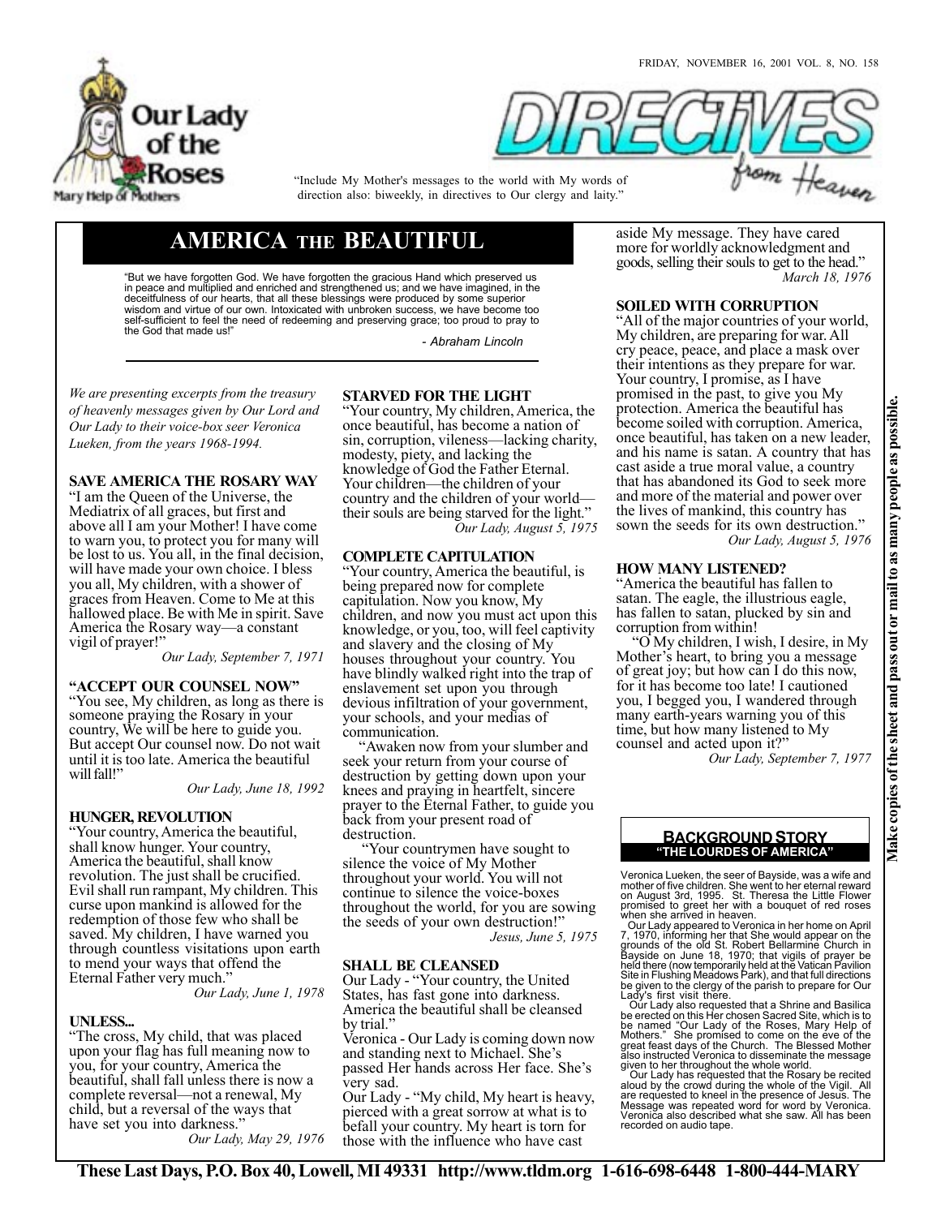FRIDAY, NOVEMBER 16, 2001 VOL. 8, NO. 158

Our Lady of the Roses

Mary Help of Mothers

# DIRECTIVES from Heaven

"Include My Mother's messages to the world with My words of direction also: biweekly, in directives to Our clergy and laity."

## AMERICA THE BEAUTIFUL

"But we have forgotten God. We have forgotten the gracious Hand which preserved us in peace and multiplied and enriched and strengthened us; and we have imagined, in the deceitfulness of our hearts, that all these blessings were produced by some superior wisdom and virtue of our own. Intoxicated with unbroken success, we have become too self-sufficient to feel the need of redeeming and preserving grace; too proud to pray to the God that made us!"

*- Abraham Lincoln*

*We are presenting excerpts from the treasury of heavenly messages given by Our Lord and Our Lady to their voice-box seer Veronica Lueken, from the years 1968-1994.*

### SAVE AMERICA THE ROSARY WAY

"I am the Queen of the Universe, the Mediatrix of all graces, but first and above all I am your Mother! I have come to warn you, to protect you for many will be lost to us. You all, in the final decision, will have made your own choice. I bless you all, My children, with a shower of graces from Heaven. Come to Me at this hallowed place. Be with Me in spirit. Save America the Rosary way—a constant vigil of prayer!"

*Our Lady, September 7, 1971*

### "ACCEPT OUR COUNSEL NOW"

"You see, My children, as long as there is someone praying the Rosary in your country, We will be here to guide you. But accept Our counsel now. Do not wait until it is too late. America the beautiful will fall!"

*Our Lady, June 18, 1992*

### HUNGER, REVOLUTION

"Your country, America the beautiful, shall know hunger. Your country, America the beautiful, shall know revolution. The just shall be crucified. Evil shall run rampant, My children. This curse upon mankind is allowed for the redemption of those few who shall be saved. My children, I have warned you through countless visitations upon earth to mend your ways that offend the Eternal Father very much."

*Our Lady, June 1, 1978*

### UNLESS...

"The cross, My child, that was placed upon your flag has full meaning now to you, for your country, America the beautiful, shall fall unless there is now a complete reversal—not a renewal, My child, but a reversal of the ways that have set you into darkness."

*Our Lady, May 29, 1976*

### STARVED FOR THE LIGHT

"Your country, My children, America, the once beautiful, has become a nation of sin, corruption, vileness—lacking charity, modesty, piety, and lacking the knowledge of God the Father Eternal. Your children—the children of your country and the children of your world—their souls are being starved for the light."

*Our Lady, August 5, 1975*

### COMPLETE CAPITULATION

"Your country, America the beautiful, is being prepared now for complete capitulation. Now you know, My children, and now you must act upon this knowledge, or you, too, will feel captivity and slavery and the closing of My houses throughout your country. You have blindly walked right into the trap of enslavement set upon you through devious infiltration of your government, your schools, and your medias of communication.

"Awaken now from your slumber and seek your return from your course of destruction by getting down upon your knees and praying in heartfelt, sincere prayer to the Eternal Father, to guide you back from your present road of destruction.

"Your countrymen have sought to silence the voice of My Mother throughout your world. You will not continue to silence the voice-boxes throughout the world, for you are sowing the seeds of your own destruction!"

*Jesus, June 5, 1975*

### SHALL BE CLEANSED

Our Lady - "Your country, the United States, has fast gone into darkness. America the beautiful shall be cleansed by trial."

Veronica - Our Lady is coming down now and standing next to Michael. She's passed Her hands across Her face. She's very sad.

Our Lady - "My child, My heart is heavy, pierced with a great sorrow at what is to befall your country. My heart is torn for those with the influence who have cast aside My message. They have cared more for worldly acknowledgment and goods, selling their souls to get to the head."

*March 18, 1976*

### SOILED WITH CORRUPTION

"All of the major countries of your world, My children, are preparing for war. All cry peace, peace, and place a mask over their intentions as they prepare for war. Your country, I promise, as I have promised in the past, to give you My protection. America the beautiful has become soiled with corruption. America, once beautiful, has taken on a new leader, and his name is satan. A country that has cast aside a true moral value, a country that has abandoned its God to seek more and more of the material and power over the lives of mankind, this country has sown the seeds for its own destruction."

*Our Lady, August 5, 1976*

### HOW MANY LISTENED?

"America the beautiful has fallen to satan. The eagle, the illustrious eagle, has fallen to satan, plucked by sin and corruption from within!

"O My children, I wish, I desire, in My Mother's heart, to bring you a message of great joy; but how can I do this now, for it has become too late! I cautioned you, I begged you, I wandered through many earth-years warning you of this time, but how many listened to My counsel and acted upon it?"

*Our Lady, September 7, 1977*

### BACKGROUND STORY
**"THE LOURDES OF AMERICA"**

Veronica Lueken, the seer of Bayside, was a wife and mother of five children. She went to her eternal reward on August 3rd, 1995. St. Theresa the Little Flower promised to greet her with a bouquet of red roses when she arrived in heaven.

Our Lady appeared to Veronica in her home on April 7, 1970, informing her that She would appear on the grounds of the old St. Robert Bellarmine Church in Bayside on June 18, 1970; that vigils of prayer be held there (now temporarily held at the Vatican Pavilion Site in Flushing Meadows Park), and that full directions be given to the clergy of the parish to prepare for Our Lady's first visit there.

Our Lady also requested that a Shrine and Basilica be erected on this Her chosen Sacred Site, which is to be named "Our Lady of the Roses, Mary Help of Mothers." She promised to come on the eve of the great feast days of the Church. The Blessed Mother also instructed Veronica to disseminate the message given to her throughout the whole world.

Our Lady has requested that the Rosary be recited aloud by the crowd during the whole of the Vigil. All are requested to kneel in the presence of Jesus. The Message was repeated word for word by Veronica. Veronica also described what she saw. All has been recorded on audio tape.

**Make copies of the sheet and pass out or mail to as many people as possible.**

**These Last Days, P.O. Box 40, Lowell, MI 49331 http://www.tldm.org 1-616-698-6448 1-800-444-MARY**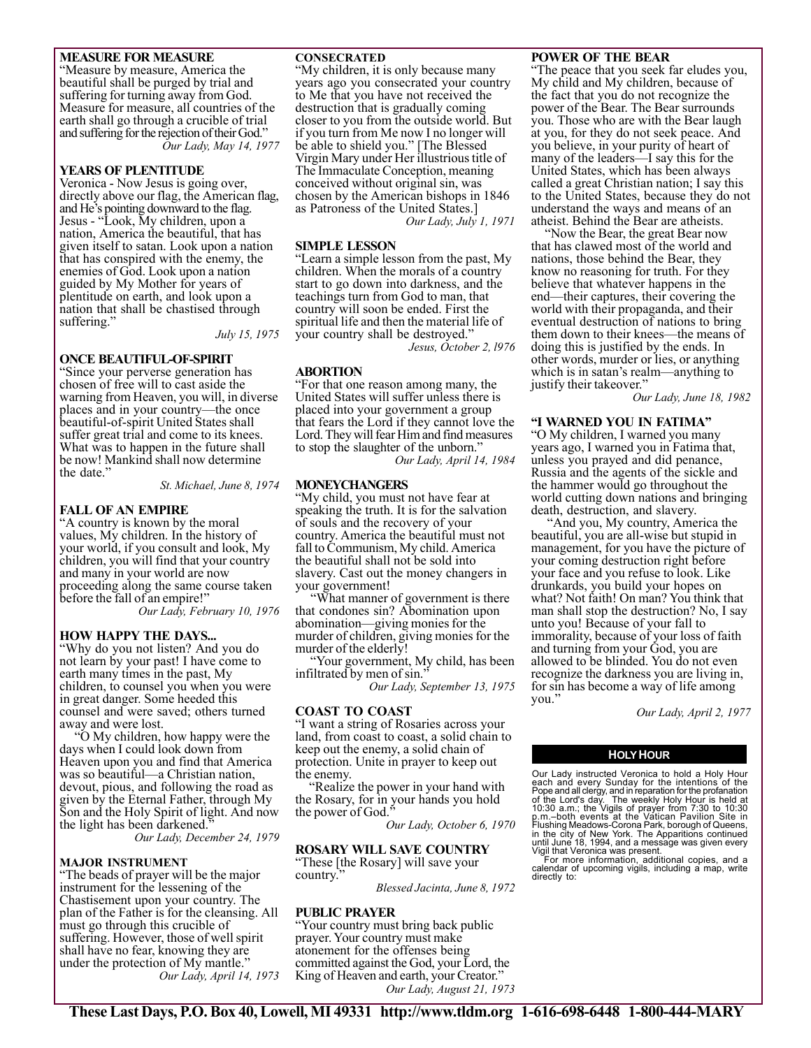### MEASURE FOR MEASURE

"Measure by measure, America the beautiful shall be purged by trial and suffering for turning away from God. Measure for measure, all countries of the earth shall go through a crucible of trial and suffering for the rejection of their God."

*Our Lady, May 14, 1977*

### YEARS OF PLENTITUDE

Veronica - Now Jesus is going over, directly above our flag, the American flag, and He's pointing downward to the flag. Jesus - "Look, My children, upon a nation, America the beautiful, that has given itself to satan. Look upon a nation that has conspired with the enemy, the enemies of God. Look upon a nation guided by My Mother for years of plentitude on earth, and look upon a nation that shall be chastised through suffering."

*July 15, 1975*

### ONCE BEAUTIFUL-OF-SPIRIT

"Since your perverse generation has chosen of free will to cast aside the warning from Heaven, you will, in diverse places and in your country—the once beautiful-of-spirit United States shall suffer great trial and come to its knees. What was to happen in the future shall be now! Mankind shall now determine the date."

*St. Michael, June 8, 1974*

### FALL OF AN EMPIRE

"A country is known by the moral values, My children. In the history of your world, if you consult and look, My children, you will find that your country and many in your world are now proceeding along the same course taken before the fall of an empire!"

*Our Lady, February 10, 1976*

### HOW HAPPY THE DAYS...

"Why do you not listen? And you do not learn by your past! I have come to earth many times in the past, My children, to counsel you when you were in great danger. Some heeded this counsel and were saved; others turned away and were lost.

"O My children, how happy were the days when I could look down from Heaven upon you and find that America was so beautiful—a Christian nation, devout, pious, and following the road as given by the Eternal Father, through My Son and the Holy Spirit of light. And now the light has been darkened."

*Our Lady, December 24, 1979*

### MAJOR INSTRUMENT

"The beads of prayer will be the major instrument for the lessening of the Chastisement upon your country. The plan of the Father is for the cleansing. All must go through this crucible of suffering. However, those of well spirit shall have no fear, knowing they are under the protection of My mantle."

*Our Lady, April 14, 1973*

### CONSECRATED

"My children, it is only because many years ago you consecrated your country to Me that you have not received the destruction that is gradually coming closer to you from the outside world. But if you turn from Me now I no longer will be able to shield you." [The Blessed Virgin Mary under Her illustrious title of The Immaculate Conception, meaning conceived without original sin, was chosen by the American bishops in 1846 as Patroness of the United States.]

*Our Lady, July 1, 1971*

### SIMPLE LESSON

"Learn a simple lesson from the past, My children. When the morals of a country start to go down into darkness, and the teachings turn from God to man, that country will soon be ended. First the spiritual life and then the material life of your country shall be destroyed."

*Jesus, October 2, l976*

### ABORTION

"For that one reason among many, the United States will suffer unless there is placed into your government a group that fears the Lord if they cannot love the Lord. They will fear Him and find measures to stop the slaughter of the unborn."

*Our Lady, April 14, 1984*

### MONEYCHANGERS

"My child, you must not have fear at speaking the truth. It is for the salvation of souls and the recovery of your country. America the beautiful must not fall to Communism, My child. America the beautiful shall not be sold into slavery. Cast out the money changers in your government!

"What manner of government is there that condones sin? Abomination upon abomination—giving monies for the murder of children, giving monies for the murder of the elderly!

"Your government, My child, has been infiltrated by men of sin."

*Our Lady, September 13, 1975*

### COAST TO COAST

"I want a string of Rosaries across your land, from coast to coast, a solid chain to keep out the enemy, a solid chain of protection. Unite in prayer to keep out the enemy.

"Realize the power in your hand with the Rosary, for in your hands you hold the power of God."

*Our Lady, October 6, 1970*

### ROSARY WILL SAVE COUNTRY

"These [the Rosary] will save your country."

*Blessed Jacinta, June 8, 1972*

### PUBLIC PRAYER

"Your country must bring back public prayer. Your country must make atonement for the offenses being committed against the God, your Lord, the King of Heaven and earth, your Creator."

*Our Lady, August 21, 1973*

### POWER OF THE BEAR

"The peace that you seek far eludes you, My child and My children, because of the fact that you do not recognize the power of the Bear. The Bear surrounds you. Those who are with the Bear laugh at you, for they do not seek peace. And you believe, in your purity of heart of many of the leaders—I say this for the United States, which has been always called a great Christian nation; I say this to the United States, because they do not understand the ways and means of an atheist. Behind the Bear are atheists.

"Now the Bear, the great Bear now that has clawed most of the world and nations, those behind the Bear, they know no reasoning for truth. For they believe that whatever happens in the end—their captures, their covering the world with their propaganda, and their eventual destruction of nations to bring them down to their knees—the means of doing this is justified by the ends. In other words, murder or lies, or anything which is in satan's realm—anything to justify their takeover."

*Our Lady, June 18, 1982*

### "I WARNED YOU IN FATIMA"

"O My children, I warned you many years ago, I warned you in Fatima that, unless you prayed and did penance, Russia and the agents of the sickle and the hammer would go throughout the world cutting down nations and bringing death, destruction, and slavery.

"And you, My country, America the beautiful, you are all-wise but stupid in management, for you have the picture of your coming destruction right before your face and you refuse to look. Like drunkards, you build your hopes on what? Not faith! On man? You think that man shall stop the destruction? No, I say unto you! Because of your fall to immorality, because of your loss of faith and turning from your God, you are allowed to be blinded. You do not even recognize the darkness you are living in, for sin has become a way of life among you."

*Our Lady, April 2, 1977*

### HOLY HOUR

Our Lady instructed Veronica to hold a Holy Hour each and every Sunday for the intentions of the Pope and all clergy, and in reparation for the profanation of the Lord's day. The weekly Holy Hour is held at 10:30 a.m.; the Vigils of prayer from 7:30 to 10:30 p.m.–both events at the Vatican Pavilion Site in Flushing Meadows-Corona Park, borough of Queens, in the city of New York. The Apparitions continued until June 18, 1994, and a message was given every Vigil that Veronica was present.

For more information, additional copies, and a calendar of upcoming vigils, including a map, write directly to:

**These Last Days, P.O. Box 40, Lowell, MI 49331 http://www.tldm.org 1-616-698-6448 1-800-444-MARY**